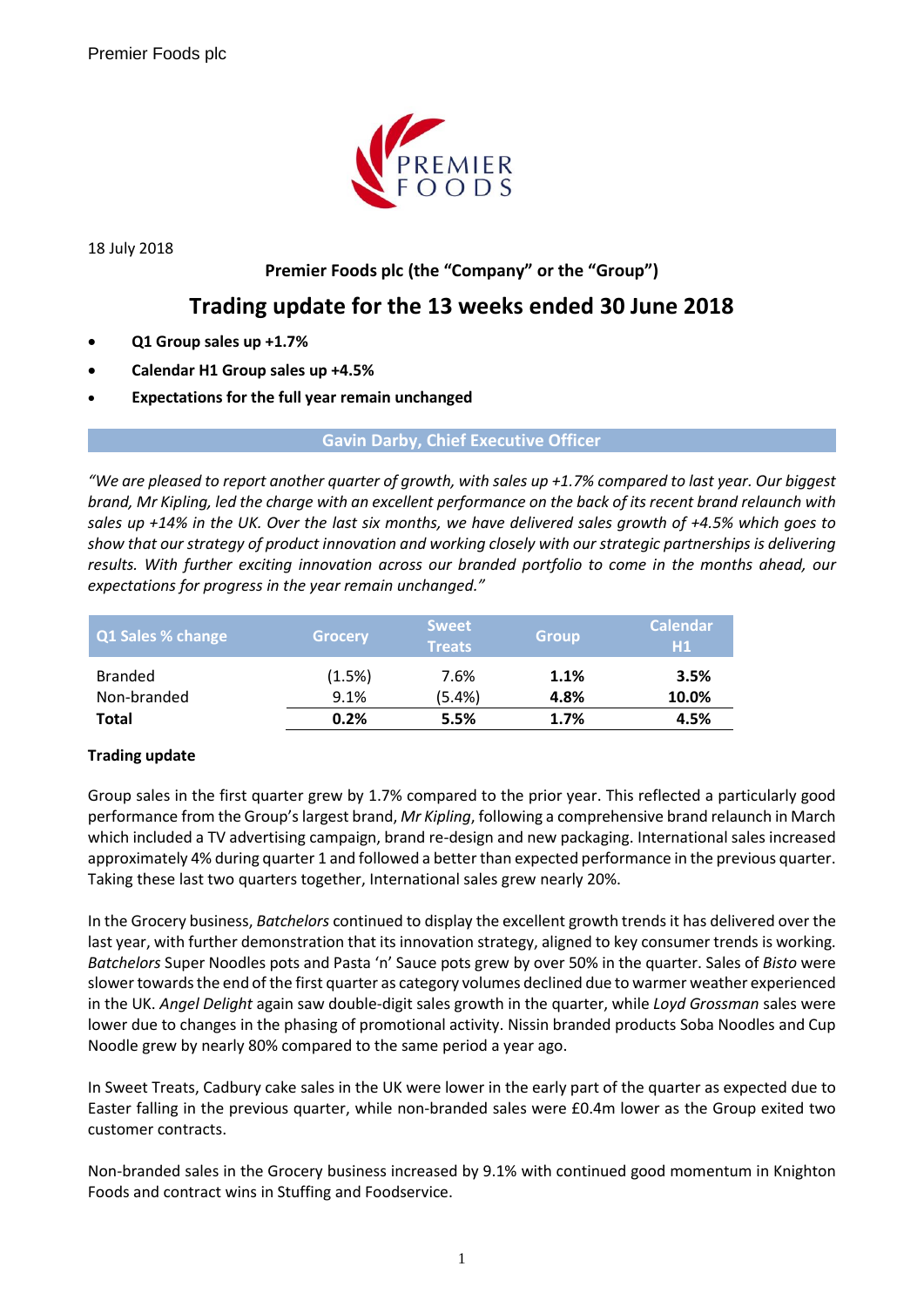Premier Foods plc

18 July 2018

**Premier Foods plc (the "Company" or the "Group")**

# Trading update for the 13 weeks ended 30 June 2018

- **Q1 Group sales up +1.7%**
- **Calendar H1 Group sales up +4.5%**
- **Expectations for the full year remain unchanged**

## Gavin Darby, Chief Executive Officer

*"We are pleased to report another quarter of growth, with sales up +1.7% compared to last year. Our biggest brand, Mr Kipling, led the charge with an excellent performance on the back of its recent brand relaunch with sales up +14% in the UK. Over the last six months, we have delivered sales growth of +4.5% which goes to show that our strategy of product innovation and working closely with our strategic partnerships is delivering results. With further exciting innovation across our branded portfolio to come in the months ahead, our expectations for progress in the year remain unchanged."*

| Q1 Sales % change | Grocery | Sweet Treats | Group | Calendar H1 |
|---|---|---|---|---|
| Branded | (1.5%) | 7.6% | **1.1%** | **3.5%** |
| Non-branded | 9.1% | (5.4%) | **4.8%** | **10.0%** |
| **Total** | **0.2%** | **5.5%** | **1.7%** | **4.5%** |

**Trading update**

Group sales in the first quarter grew by 1.7% compared to the prior year. This reflected a particularly good performance from the Group's largest brand, *Mr Kipling*, following a comprehensive brand relaunch in March which included a TV advertising campaign, brand re-design and new packaging. International sales increased approximately 4% during quarter 1 and followed a better than expected performance in the previous quarter. Taking these last two quarters together, International sales grew nearly 20%.

In the Grocery business, *Batchelors* continued to display the excellent growth trends it has delivered over the last year, with further demonstration that its innovation strategy, aligned to key consumer trends is working. *Batchelors* Super Noodles pots and Pasta 'n' Sauce pots grew by over 50% in the quarter. Sales of *Bisto* were slower towards the end of the first quarter as category volumes declined due to warmer weather experienced in the UK. *Angel Delight* again saw double-digit sales growth in the quarter, while *Loyd Grossman* sales were lower due to changes in the phasing of promotional activity. Nissin branded products Soba Noodles and Cup Noodle grew by nearly 80% compared to the same period a year ago.

In Sweet Treats, Cadbury cake sales in the UK were lower in the early part of the quarter as expected due to Easter falling in the previous quarter, while non-branded sales were £0.4m lower as the Group exited two customer contracts.

Non-branded sales in the Grocery business increased by 9.1% with continued good momentum in Knighton Foods and contract wins in Stuffing and Foodservice.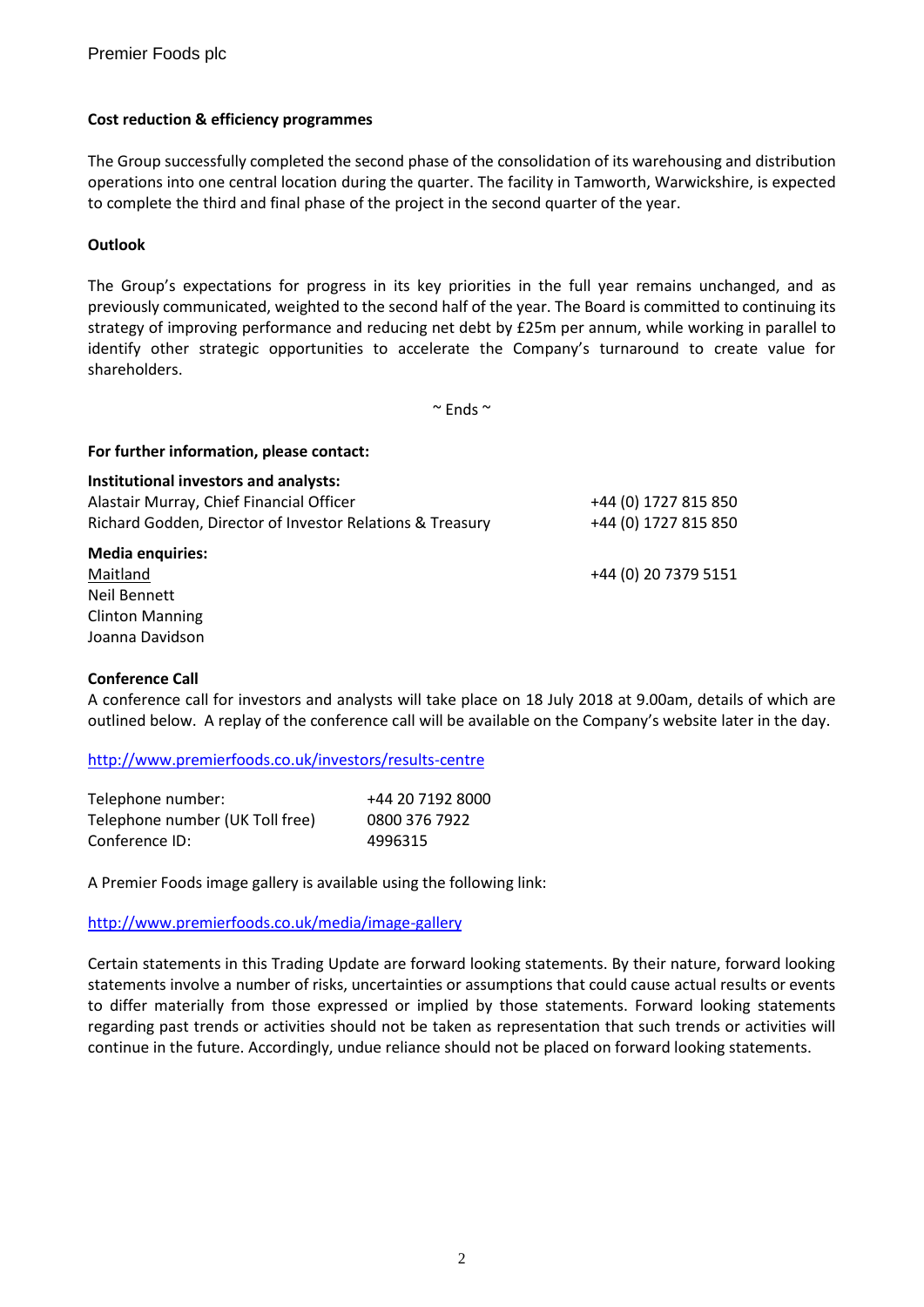**Cost reduction & efficiency programmes**

The Group successfully completed the second phase of the consolidation of its warehousing and distribution operations into one central location during the quarter. The facility in Tamworth, Warwickshire, is expected to complete the third and final phase of the project in the second quarter of the year.

**Outlook**

The Group's expectations for progress in its key priorities in the full year remains unchanged, and as previously communicated, weighted to the second half of the year. The Board is committed to continuing its strategy of improving performance and reducing net debt by £25m per annum, while working in parallel to identify other strategic opportunities to accelerate the Company's turnaround to create value for shareholders.

~ Ends ~

**For further information, please contact:**

| **Institutional investors and analysts:** | |
| --- | --- |
| Alastair Murray, Chief Financial Officer | +44 (0) 1727 815 850 |
| Richard Godden, Director of Investor Relations & Treasury | +44 (0) 1727 815 850 |
| **Media enquiries:** | |
| Maitland | +44 (0) 20 7379 5151 |
| Neil Bennett | |
| Clinton Manning | |
| Joanna Davidson | |

**Conference Call**

A conference call for investors and analysts will take place on 18 July 2018 at 9.00am, details of which are outlined below. A replay of the conference call will be available on the Company's website later in the day.

http://www.premierfoods.co.uk/investors/results-centre

| | |
| --- | --- |
| Telephone number: | +44 20 7192 8000 |
| Telephone number (UK Toll free) | 0800 376 7922 |
| Conference ID: | 4996315 |

A Premier Foods image gallery is available using the following link:

http://www.premierfoods.co.uk/media/image-gallery

Certain statements in this Trading Update are forward looking statements. By their nature, forward looking statements involve a number of risks, uncertainties or assumptions that could cause actual results or events to differ materially from those expressed or implied by those statements. Forward looking statements regarding past trends or activities should not be taken as representation that such trends or activities will continue in the future. Accordingly, undue reliance should not be placed on forward looking statements.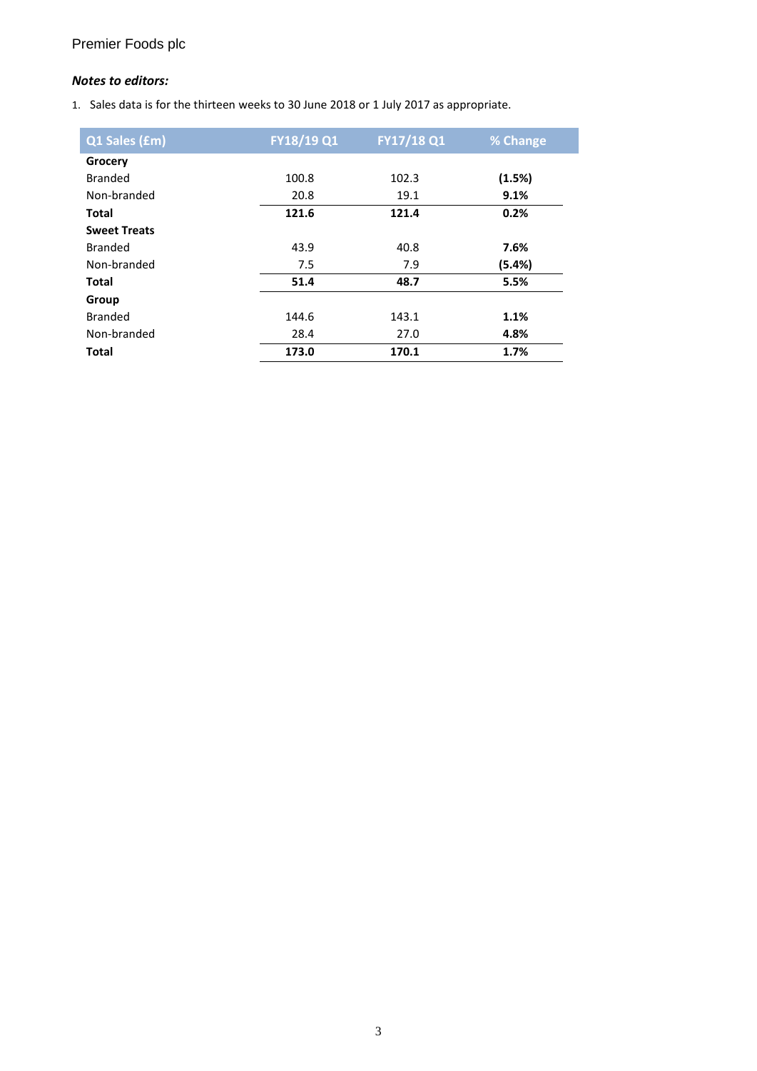Premier Foods plc

***Notes to editors:***

1. Sales data is for the thirteen weeks to 30 June 2018 or 1 July 2017 as appropriate.

| Q1 Sales (£m) | FY18/19 Q1 | FY17/18 Q1 | % Change |
|---|---|---|---|
| **Grocery** | | | |
| Branded | 100.8 | 102.3 | **(1.5%)** |
| Non-branded | 20.8 | 19.1 | **9.1%** |
| **Total** | **121.6** | **121.4** | **0.2%** |
| **Sweet Treats** | | | |
| Branded | 43.9 | 40.8 | **7.6%** |
| Non-branded | 7.5 | 7.9 | **(5.4%)** |
| **Total** | **51.4** | **48.7** | **5.5%** |
| **Group** | | | |
| Branded | 144.6 | 143.1 | **1.1%** |
| Non-branded | 28.4 | 27.0 | **4.8%** |
| **Total** | **173.0** | **170.1** | **1.7%** |